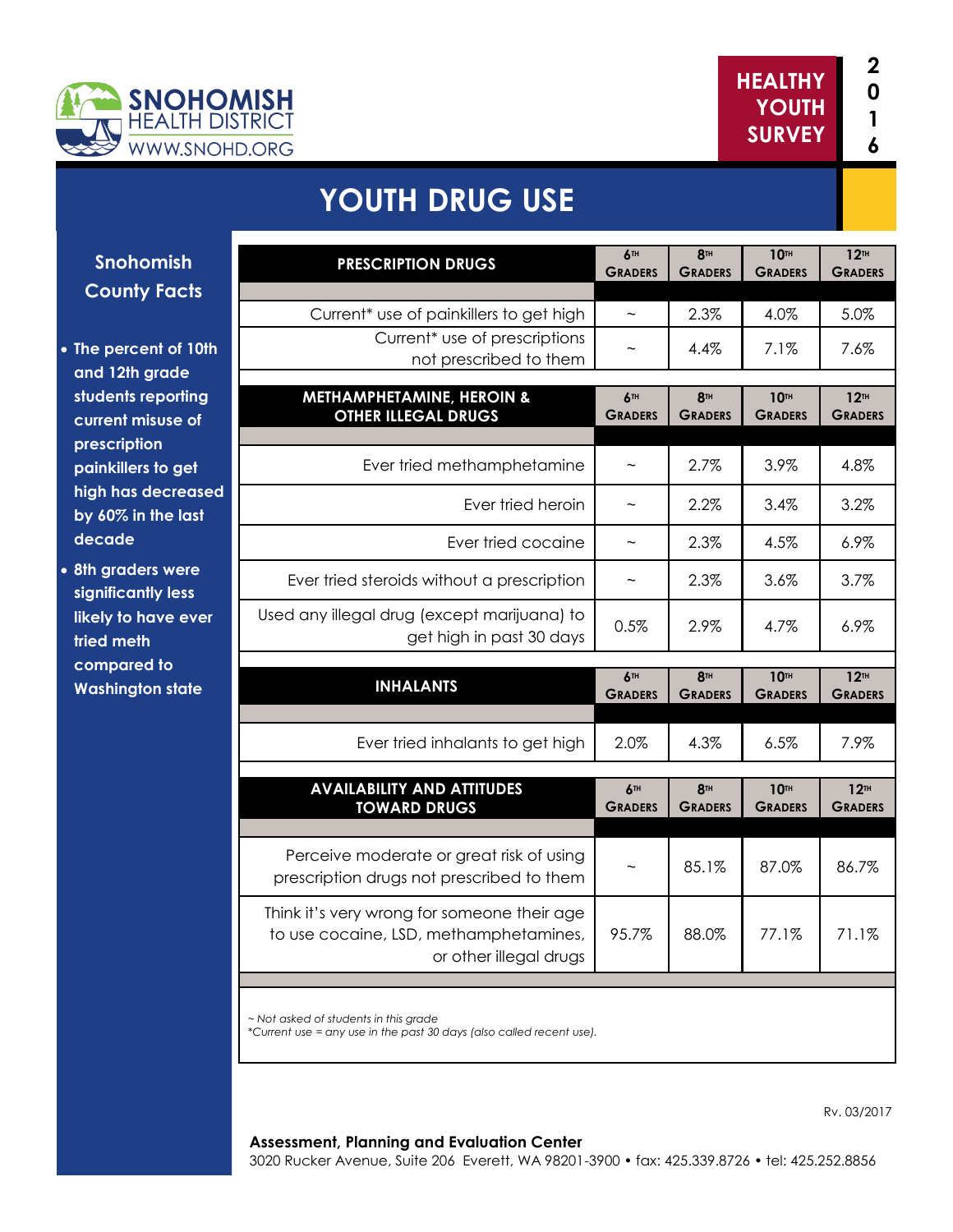SNOHOMISH HEALTH DISTRICT
WWW.SNOHD.ORG

HEALTHY YOUTH SURVEY 2016

# YOUTH DRUG USE

## Snohomish County Facts

- The percent of 10th and 12th grade students reporting current misuse of prescription painkillers to get high has decreased by 60% in the last decade
- 8th graders were significantly less likely to have ever tried meth compared to Washington state

| PRESCRIPTION DRUGS | 6TH GRADERS | 8TH GRADERS | 10TH GRADERS | 12TH GRADERS |
|---|---|---|---|---|
| Current* use of painkillers to get high | ~ | 2.3% | 4.0% | 5.0% |
| Current* use of prescriptions not prescribed to them | ~ | 4.4% | 7.1% | 7.6% |

| METHAMPHETAMINE, HEROIN & OTHER ILLEGAL DRUGS | 6TH GRADERS | 8TH GRADERS | 10TH GRADERS | 12TH GRADERS |
|---|---|---|---|---|
| Ever tried methamphetamine | ~ | 2.7% | 3.9% | 4.8% |
| Ever tried heroin | ~ | 2.2% | 3.4% | 3.2% |
| Ever tried cocaine | ~ | 2.3% | 4.5% | 6.9% |
| Ever tried steroids without a prescription | ~ | 2.3% | 3.6% | 3.7% |
| Used any illegal drug (except marijuana) to get high in past 30 days | 0.5% | 2.9% | 4.7% | 6.9% |

| INHALANTS | 6TH GRADERS | 8TH GRADERS | 10TH GRADERS | 12TH GRADERS |
|---|---|---|---|---|
| Ever tried inhalants to get high | 2.0% | 4.3% | 6.5% | 7.9% |

| AVAILABILITY AND ATTITUDES TOWARD DRUGS | 6TH GRADERS | 8TH GRADERS | 10TH GRADERS | 12TH GRADERS |
|---|---|---|---|---|
| Perceive moderate or great risk of using prescription drugs not prescribed to them | ~ | 85.1% | 87.0% | 86.7% |
| Think it's very wrong for someone their age to use cocaine, LSD, methamphetamines, or other illegal drugs | 95.7% | 88.0% | 77.1% | 71.1% |

*~ Not asked of students in this grade*
**Current use = any use in the past 30 days (also called recent use).*

Rv. 03/2017

**Assessment, Planning and Evaluation Center**
3020 Rucker Avenue, Suite 206 Everett, WA 98201-3900 • fax: 425.339.8726 • tel: 425.252.8856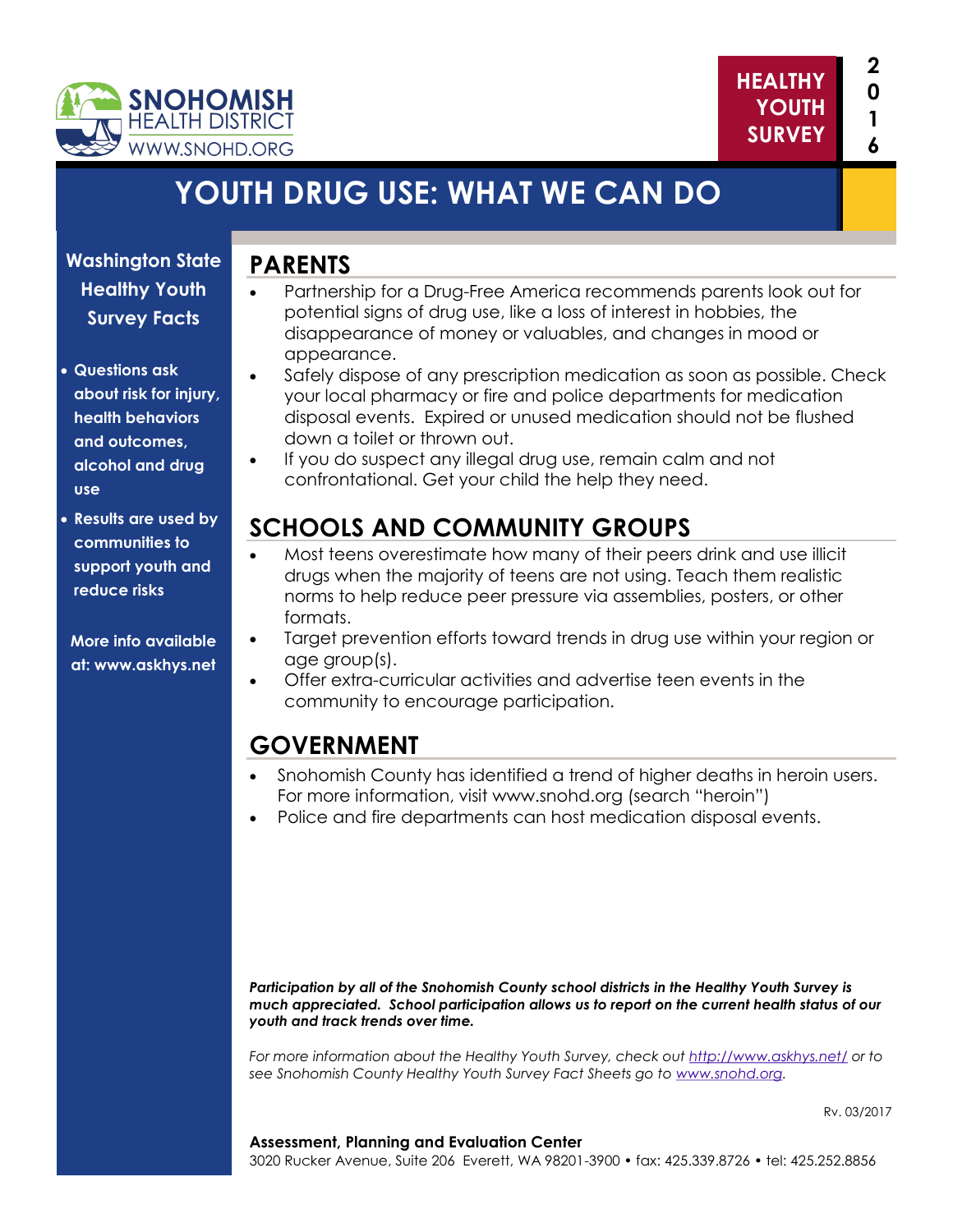SNOHOMISH HEALTH DISTRICT
WWW.SNOHD.ORG

HEALTHY YOUTH SURVEY 2016

# YOUTH DRUG USE: WHAT WE CAN DO

**Washington State Healthy Youth Survey Facts**

- **Questions ask about risk for injury, health behaviors and outcomes, alcohol and drug use**
- **Results are used by communities to support youth and reduce risks**

**More info available at: www.askhys.net**

## PARENTS

- Partnership for a Drug-Free America recommends parents look out for potential signs of drug use, like a loss of interest in hobbies, the disappearance of money or valuables, and changes in mood or appearance.
- Safely dispose of any prescription medication as soon as possible. Check your local pharmacy or fire and police departments for medication disposal events. Expired or unused medication should not be flushed down a toilet or thrown out.
- If you do suspect any illegal drug use, remain calm and not confrontational. Get your child the help they need.

## SCHOOLS AND COMMUNITY GROUPS

- Most teens overestimate how many of their peers drink and use illicit drugs when the majority of teens are not using. Teach them realistic norms to help reduce peer pressure via assemblies, posters, or other formats.
- Target prevention efforts toward trends in drug use within your region or age group(s).
- Offer extra-curricular activities and advertise teen events in the community to encourage participation.

## GOVERNMENT

- Snohomish County has identified a trend of higher deaths in heroin users. For more information, visit www.snohd.org (search "heroin")
- Police and fire departments can host medication disposal events.

***Participation by all of the Snohomish County school districts in the Healthy Youth Survey is much appreciated. School participation allows us to report on the current health status of our youth and track trends over time.***

*For more information about the Healthy Youth Survey, check out http://www.askhys.net/ or to see Snohomish County Healthy Youth Survey Fact Sheets go to www.snohd.org.*

Rv. 03/2017

**Assessment, Planning and Evaluation Center**
3020 Rucker Avenue, Suite 206 Everett, WA 98201-3900 • fax: 425.339.8726 • tel: 425.252.8856